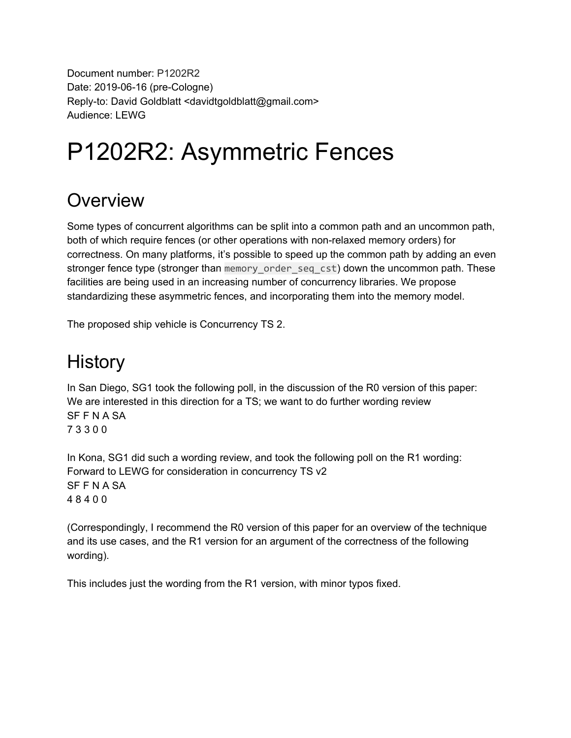Document number: P1202R2
Date: 2019-06-16 (pre-Cologne)
Reply-to: David Goldblatt <davidtgoldblatt@gmail.com>
Audience: LEWG

# P1202R2: Asymmetric Fences

## Overview

Some types of concurrent algorithms can be split into a common path and an uncommon path, both of which require fences (or other operations with non-relaxed memory orders) for correctness. On many platforms, it's possible to speed up the common path by adding an even stronger fence type (stronger than `memory_order_seq_cst`) down the uncommon path. These facilities are being used in an increasing number of concurrency libraries. We propose standardizing these asymmetric fences, and incorporating them into the memory model.

The proposed ship vehicle is Concurrency TS 2.

## History

In San Diego, SG1 took the following poll, in the discussion of the R0 version of this paper:
We are interested in this direction for a TS; we want to do further wording review
SF F N A SA
7 3 3 0 0

In Kona, SG1 did such a wording review, and took the following poll on the R1 wording:
Forward to LEWG for consideration in concurrency TS v2
SF F N A SA
4 8 4 0 0

(Correspondingly, I recommend the R0 version of this paper for an overview of the technique and its use cases, and the R1 version for an argument of the correctness of the following wording).

This includes just the wording from the R1 version, with minor typos fixed.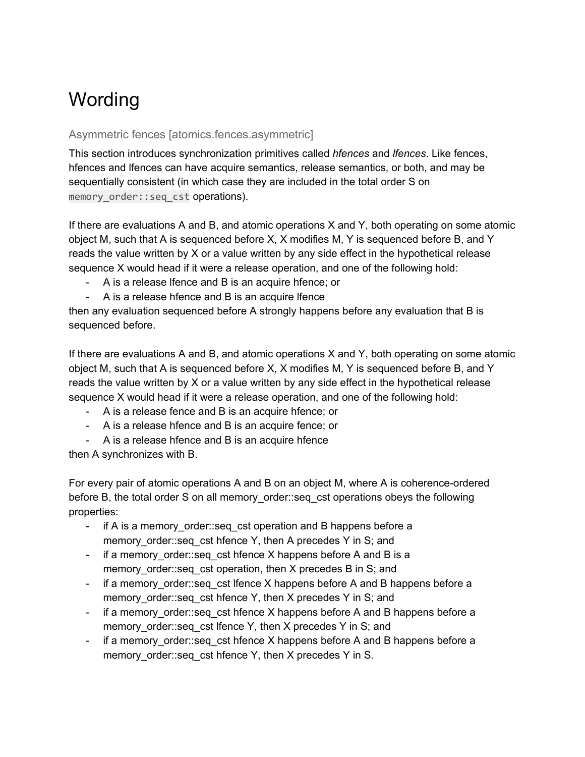# Wording

### Asymmetric fences [atomics.fences.asymmetric]

This section introduces synchronization primitives called *hfences* and *lfences*. Like fences, hfences and lfences can have acquire semantics, release semantics, or both, and may be sequentially consistent (in which case they are included in the total order S on `memory_order::seq_cst` operations).

If there are evaluations A and B, and atomic operations X and Y, both operating on some atomic object M, such that A is sequenced before X, X modifies M, Y is sequenced before B, and Y reads the value written by X or a value written by any side effect in the hypothetical release sequence X would head if it were a release operation, and one of the following hold:

- A is a release lfence and B is an acquire hfence; or
- A is a release hfence and B is an acquire lfence

then any evaluation sequenced before A strongly happens before any evaluation that B is sequenced before.

If there are evaluations A and B, and atomic operations X and Y, both operating on some atomic object M, such that A is sequenced before X, X modifies M, Y is sequenced before B, and Y reads the value written by X or a value written by any side effect in the hypothetical release sequence X would head if it were a release operation, and one of the following hold:

- A is a release fence and B is an acquire hfence; or
- A is a release hfence and B is an acquire fence; or
- A is a release hfence and B is an acquire hfence

then A synchronizes with B.

For every pair of atomic operations A and B on an object M, where A is coherence-ordered before B, the total order S on all memory_order::seq_cst operations obeys the following properties:

- if A is a memory_order::seq_cst operation and B happens before a memory_order::seq_cst hfence Y, then A precedes Y in S; and
- if a memory_order::seq_cst hfence X happens before A and B is a memory_order::seq_cst operation, then X precedes B in S; and
- if a memory_order::seq_cst lfence X happens before A and B happens before a memory_order::seq_cst hfence Y, then X precedes Y in S; and
- if a memory_order::seq_cst hfence X happens before A and B happens before a memory_order::seq_cst lfence Y, then X precedes Y in S; and
- if a memory_order::seq_cst hfence X happens before A and B happens before a memory_order::seq_cst hfence Y, then X precedes Y in S.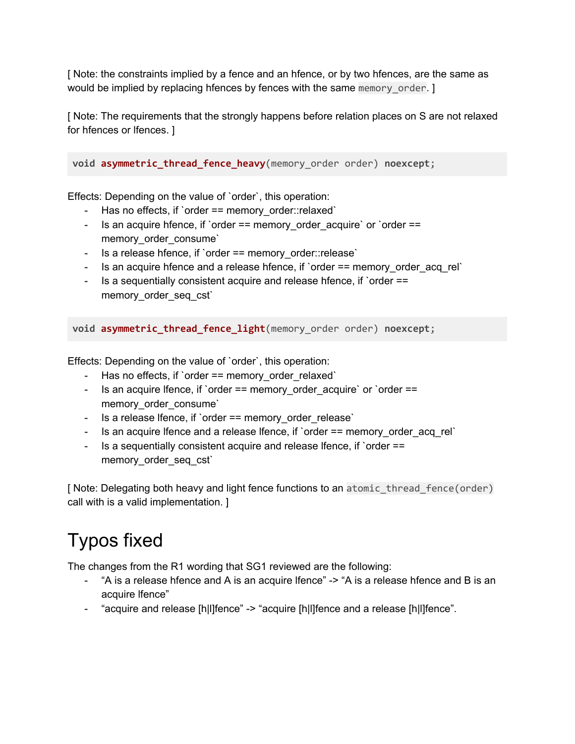[ Note: the constraints implied by a fence and an hfence, or by two hfences, are the same as would be implied by replacing hfences by fences with the same `memory_order`. ]

[ Note: The requirements that the strongly happens before relation places on S are not relaxed for hfences or lfences. ]

```
void asymmetric_thread_fence_heavy(memory_order order) noexcept;
```

Effects: Depending on the value of `order`, this operation:

- Has no effects, if `order == memory_order::relaxed`
- Is an acquire hfence, if `order == memory_order_acquire` or `order == memory_order_consume`
- Is a release hfence, if `order == memory_order::release`
- Is an acquire hfence and a release hfence, if `order == memory_order_acq_rel`
- Is a sequentially consistent acquire and release hfence, if `order == memory_order_seq_cst`

```
void asymmetric_thread_fence_light(memory_order order) noexcept;
```

Effects: Depending on the value of `order`, this operation:

- Has no effects, if `order == memory_order_relaxed`
- Is an acquire lfence, if `order == memory_order_acquire` or `order == memory_order_consume`
- Is a release lfence, if `order == memory_order_release`
- Is an acquire lfence and a release lfence, if `order == memory_order_acq_rel`
- Is a sequentially consistent acquire and release lfence, if `order == memory_order_seq_cst`

[ Note: Delegating both heavy and light fence functions to an `atomic_thread_fence(order)` call with is a valid implementation. ]

# Typos fixed

The changes from the R1 wording that SG1 reviewed are the following:

- "A is a release hfence and A is an acquire lfence" -> "A is a release hfence and B is an acquire lfence"
- "acquire and release [h|l]fence" -> "acquire [h|l]fence and a release [h|l]fence".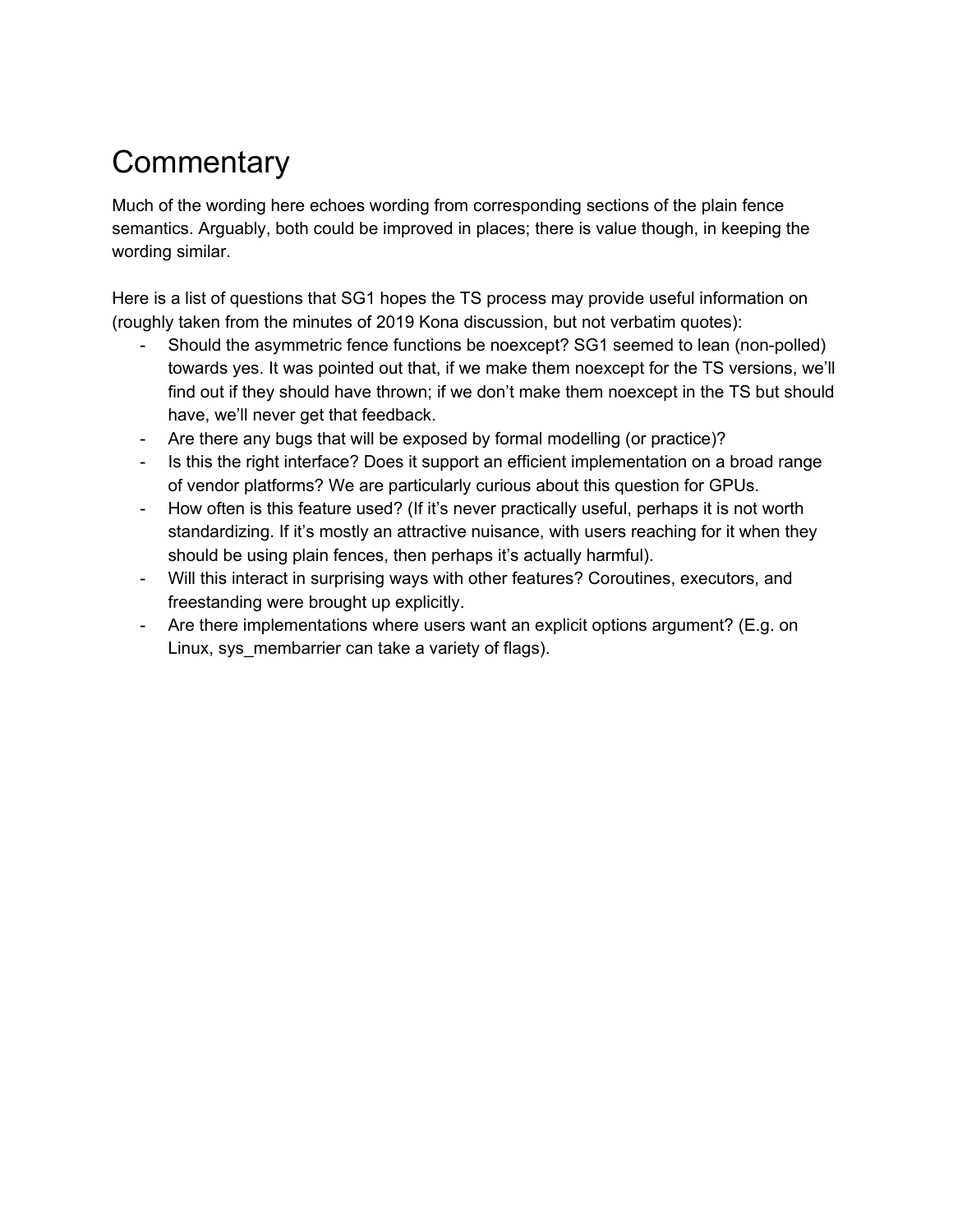# Commentary

Much of the wording here echoes wording from corresponding sections of the plain fence semantics. Arguably, both could be improved in places; there is value though, in keeping the wording similar.

Here is a list of questions that SG1 hopes the TS process may provide useful information on (roughly taken from the minutes of 2019 Kona discussion, but not verbatim quotes):

- Should the asymmetric fence functions be noexcept? SG1 seemed to lean (non-polled) towards yes. It was pointed out that, if we make them noexcept for the TS versions, we'll find out if they should have thrown; if we don't make them noexcept in the TS but should have, we'll never get that feedback.
- Are there any bugs that will be exposed by formal modelling (or practice)?
- Is this the right interface? Does it support an efficient implementation on a broad range of vendor platforms? We are particularly curious about this question for GPUs.
- How often is this feature used? (If it's never practically useful, perhaps it is not worth standardizing. If it's mostly an attractive nuisance, with users reaching for it when they should be using plain fences, then perhaps it's actually harmful).
- Will this interact in surprising ways with other features? Coroutines, executors, and freestanding were brought up explicitly.
- Are there implementations where users want an explicit options argument? (E.g. on Linux, sys_membarrier can take a variety of flags).